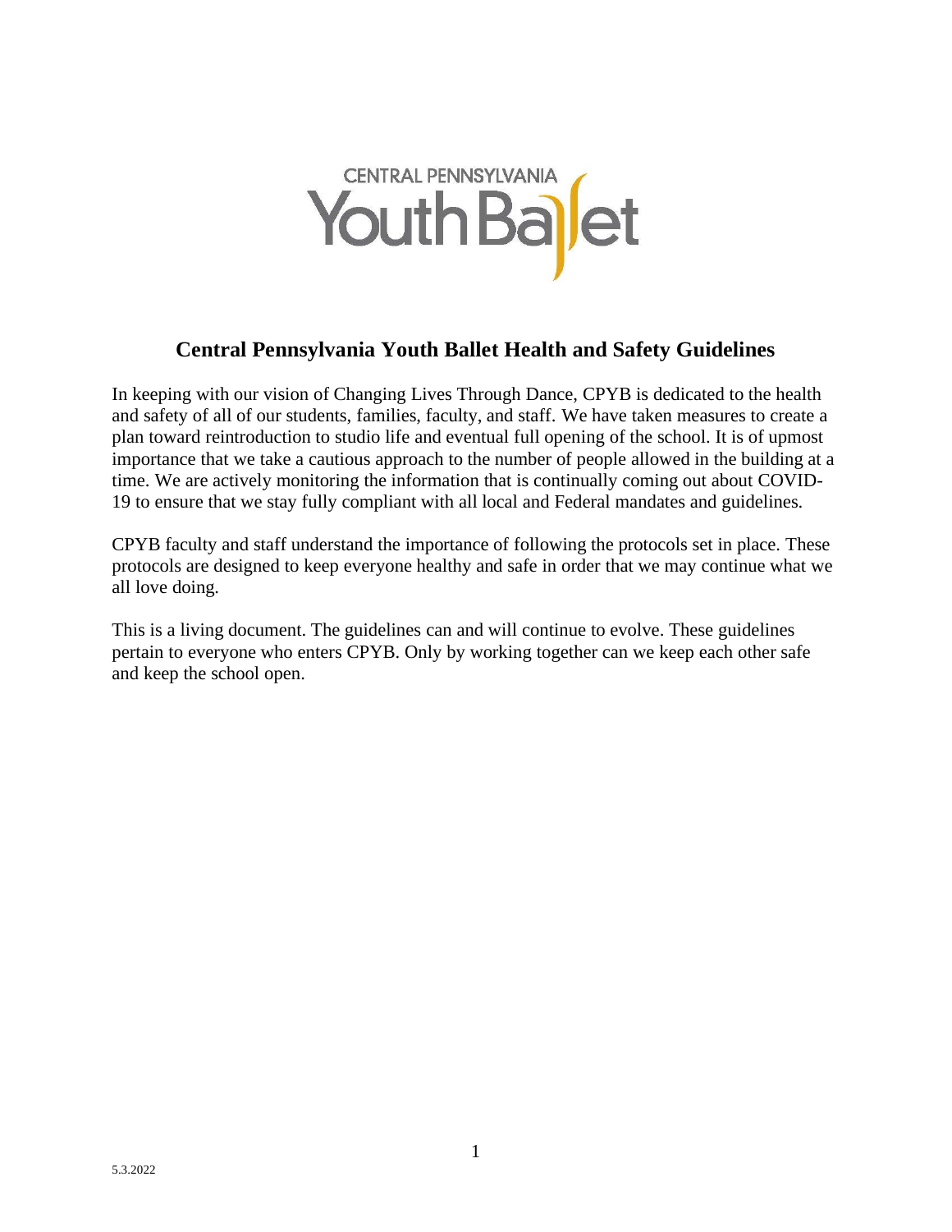# Central Pennsylvania Youth Ballet Health and Safety Guidelines

In keeping with our vision of Changing Lives Through Dance, CPYB is dedicated to the health and safety of all of our students, families, faculty, and staff. We have taken measures to create a plan toward reintroduction to studio life and eventual full opening of the school. It is of upmost importance that we take a cautious approach to the number of people allowed in the building at a time. We are actively monitoring the information that is continually coming out about COVID-19 to ensure that we stay fully compliant with all local and Federal mandates and guidelines.

CPYB faculty and staff understand the importance of following the protocols set in place. These protocols are designed to keep everyone healthy and safe in order that we may continue what we all love doing.

This is a living document. The guidelines can and will continue to evolve. These guidelines pertain to everyone who enters CPYB. Only by working together can we keep each other safe and keep the school open.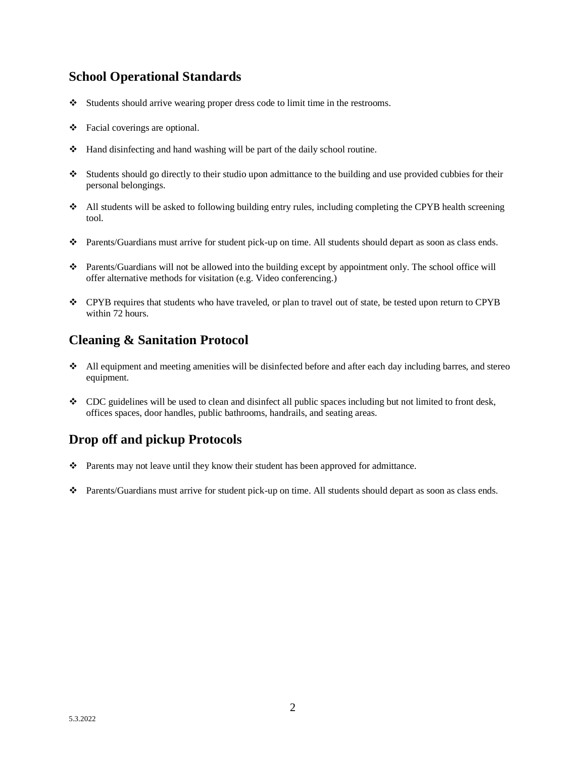## School Operational Standards

- Students should arrive wearing proper dress code to limit time in the restrooms.
- Facial coverings are optional.
- Hand disinfecting and hand washing will be part of the daily school routine.
- Students should go directly to their studio upon admittance to the building and use provided cubbies for their personal belongings.
- All students will be asked to following building entry rules, including completing the CPYB health screening tool.
- Parents/Guardians must arrive for student pick-up on time. All students should depart as soon as class ends.
- Parents/Guardians will not be allowed into the building except by appointment only. The school office will offer alternative methods for visitation (e.g. Video conferencing.)
- CPYB requires that students who have traveled, or plan to travel out of state, be tested upon return to CPYB within 72 hours.

## Cleaning & Sanitation Protocol

- All equipment and meeting amenities will be disinfected before and after each day including barres, and stereo equipment.
- CDC guidelines will be used to clean and disinfect all public spaces including but not limited to front desk, offices spaces, door handles, public bathrooms, handrails, and seating areas.

## Drop off and pickup Protocols

- Parents may not leave until they know their student has been approved for admittance.
- Parents/Guardians must arrive for student pick-up on time. All students should depart as soon as class ends.

5.3.2022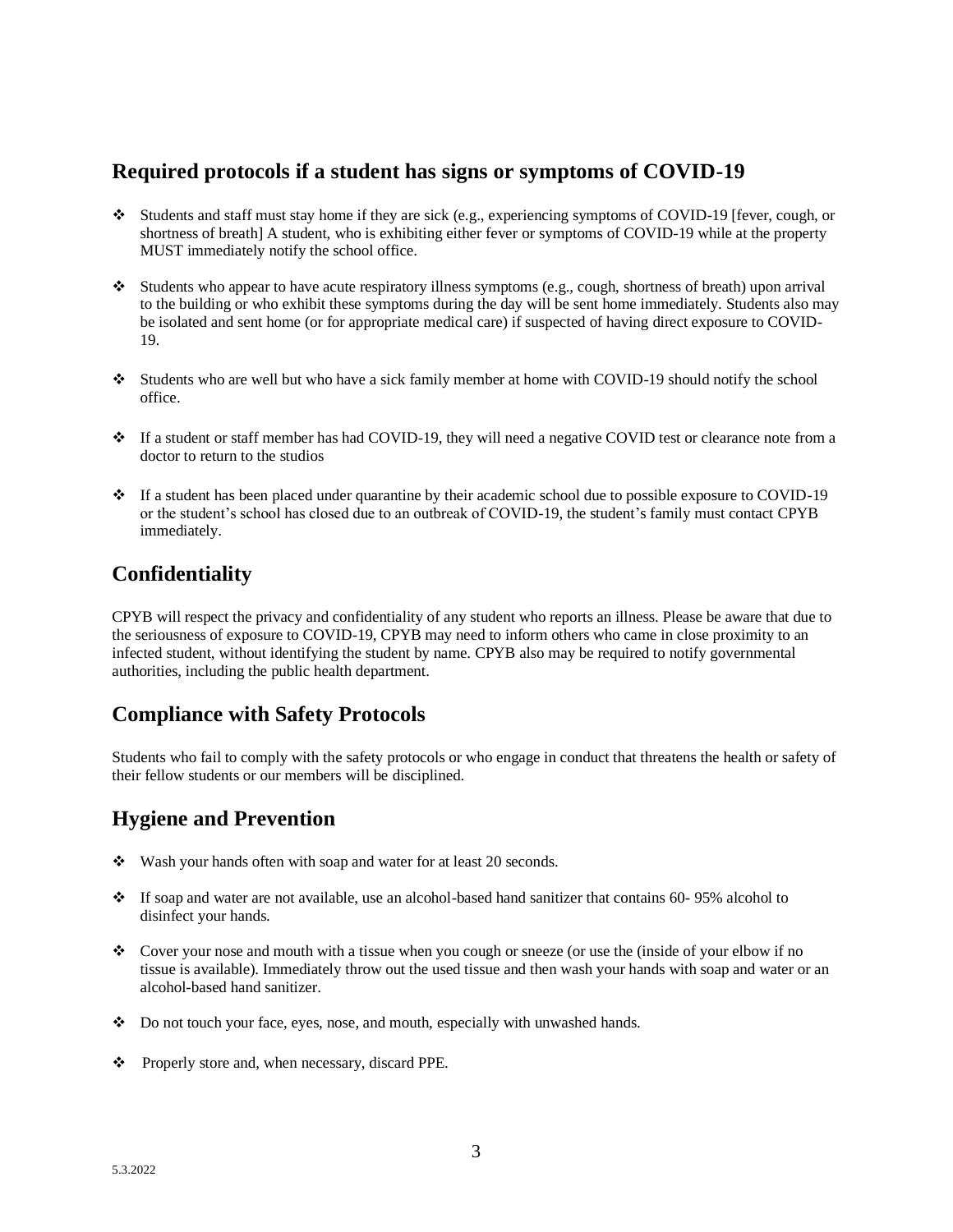## Required protocols if a student has signs or symptoms of COVID-19

- Students and staff must stay home if they are sick (e.g., experiencing symptoms of COVID-19 [fever, cough, or shortness of breath] A student, who is exhibiting either fever or symptoms of COVID-19 while at the property MUST immediately notify the school office.
- Students who appear to have acute respiratory illness symptoms (e.g., cough, shortness of breath) upon arrival to the building or who exhibit these symptoms during the day will be sent home immediately. Students also may be isolated and sent home (or for appropriate medical care) if suspected of having direct exposure to COVID-19.
- Students who are well but who have a sick family member at home with COVID-19 should notify the school office.
- If a student or staff member has had COVID-19, they will need a negative COVID test or clearance note from a doctor to return to the studios
- If a student has been placed under quarantine by their academic school due to possible exposure to COVID-19 or the student's school has closed due to an outbreak of COVID-19, the student's family must contact CPYB immediately.

## Confidentiality

CPYB will respect the privacy and confidentiality of any student who reports an illness. Please be aware that due to the seriousness of exposure to COVID-19, CPYB may need to inform others who came in close proximity to an infected student, without identifying the student by name. CPYB also may be required to notify governmental authorities, including the public health department.

## Compliance with Safety Protocols

Students who fail to comply with the safety protocols or who engage in conduct that threatens the health or safety of their fellow students or our members will be disciplined.

## Hygiene and Prevention

- Wash your hands often with soap and water for at least 20 seconds.
- If soap and water are not available, use an alcohol-based hand sanitizer that contains 60- 95% alcohol to disinfect your hands.
- Cover your nose and mouth with a tissue when you cough or sneeze (or use the (inside of your elbow if no tissue is available). Immediately throw out the used tissue and then wash your hands with soap and water or an alcohol-based hand sanitizer.
- Do not touch your face, eyes, nose, and mouth, especially with unwashed hands.
- Properly store and, when necessary, discard PPE.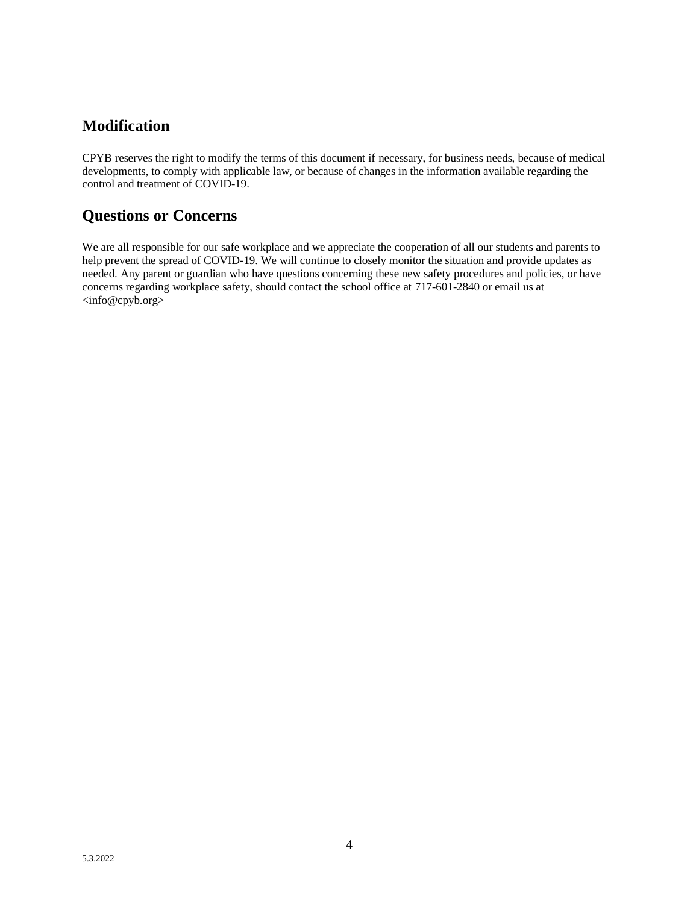## Modification

CPYB reserves the right to modify the terms of this document if necessary, for business needs, because of medical developments, to comply with applicable law, or because of changes in the information available regarding the control and treatment of COVID-19.

## Questions or Concerns

We are all responsible for our safe workplace and we appreciate the cooperation of all our students and parents to help prevent the spread of COVID-19. We will continue to closely monitor the situation and provide updates as needed. Any parent or guardian who have questions concerning these new safety procedures and policies, or have concerns regarding workplace safety, should contact the school office at 717-601-2840 or email us at <info@cpyb.org>